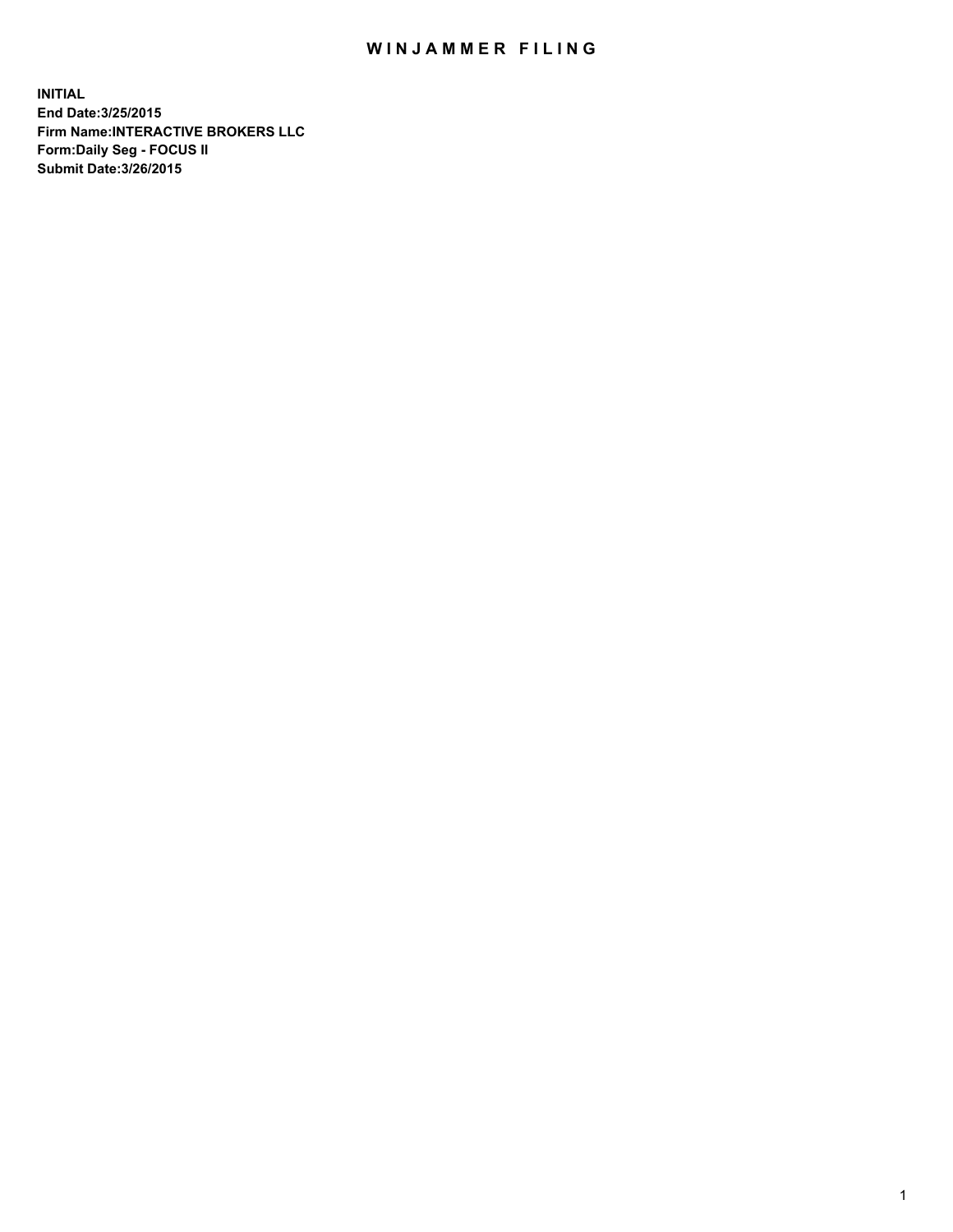# WINJAMMER FILING

**INITIAL**
**End Date:3/25/2015**
**Firm Name:INTERACTIVE BROKERS LLC**
**Form:Daily Seg - FOCUS II**
**Submit Date:3/26/2015**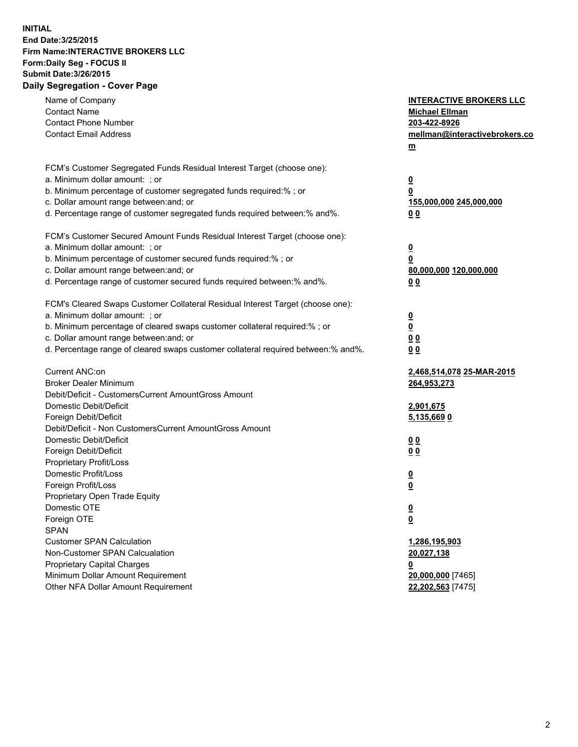**INITIAL**
**End Date:3/25/2015**
**Firm Name:INTERACTIVE BROKERS LLC**
**Form:Daily Seg - FOCUS II**
**Submit Date:3/26/2015**
**Daily Segregation - Cover Page**

| | |
|---|---|
| Name of Company | **INTERACTIVE BROKERS LLC** |
| Contact Name | **Michael Ellman** |
| Contact Phone Number | **203-422-8926** |
| Contact Email Address | **mellman@interactivebrokers.com** |
| FCM's Customer Segregated Funds Residual Interest Target (choose one): | |
| a. Minimum dollar amount: ; or | **0** |
| b. Minimum percentage of customer segregated funds required:% ; or | **0** |
| c. Dollar amount range between:and; or | **155,000,000 245,000,000** |
| d. Percentage range of customer segregated funds required between:% and%. | **0 0** |
| FCM's Customer Secured Amount Funds Residual Interest Target (choose one): | |
| a. Minimum dollar amount: ; or | **0** |
| b. Minimum percentage of customer secured funds required:% ; or | **0** |
| c. Dollar amount range between:and; or | **80,000,000 120,000,000** |
| d. Percentage range of customer secured funds required between:% and%. | **0 0** |
| FCM's Cleared Swaps Customer Collateral Residual Interest Target (choose one): | |
| a. Minimum dollar amount: ; or | **0** |
| b. Minimum percentage of cleared swaps customer collateral required:% ; or | **0** |
| c. Dollar amount range between:and; or | **0 0** |
| d. Percentage range of cleared swaps customer collateral required between:% and%. | **0 0** |
| Current ANC:on | **2,468,514,078 25-MAR-2015** |
| Broker Dealer Minimum | **264,953,273** |
| Debit/Deficit - CustomersCurrent AmountGross Amount | |
| Domestic Debit/Deficit | **2,901,675** |
| Foreign Debit/Deficit | **5,135,669 0** |
| Debit/Deficit - Non CustomersCurrent AmountGross Amount | |
| Domestic Debit/Deficit | **0 0** |
| Foreign Debit/Deficit | **0 0** |
| Proprietary Profit/Loss | |
| Domestic Profit/Loss | **0** |
| Foreign Profit/Loss | **0** |
| Proprietary Open Trade Equity | |
| Domestic OTE | **0** |
| Foreign OTE | **0** |
| SPAN | |
| Customer SPAN Calculation | **1,286,195,903** |
| Non-Customer SPAN Calcualation | **20,027,138** |
| Proprietary Capital Charges | **0** |
| Minimum Dollar Amount Requirement | **20,000,000** [7465] |
| Other NFA Dollar Amount Requirement | **22,202,563** [7475] |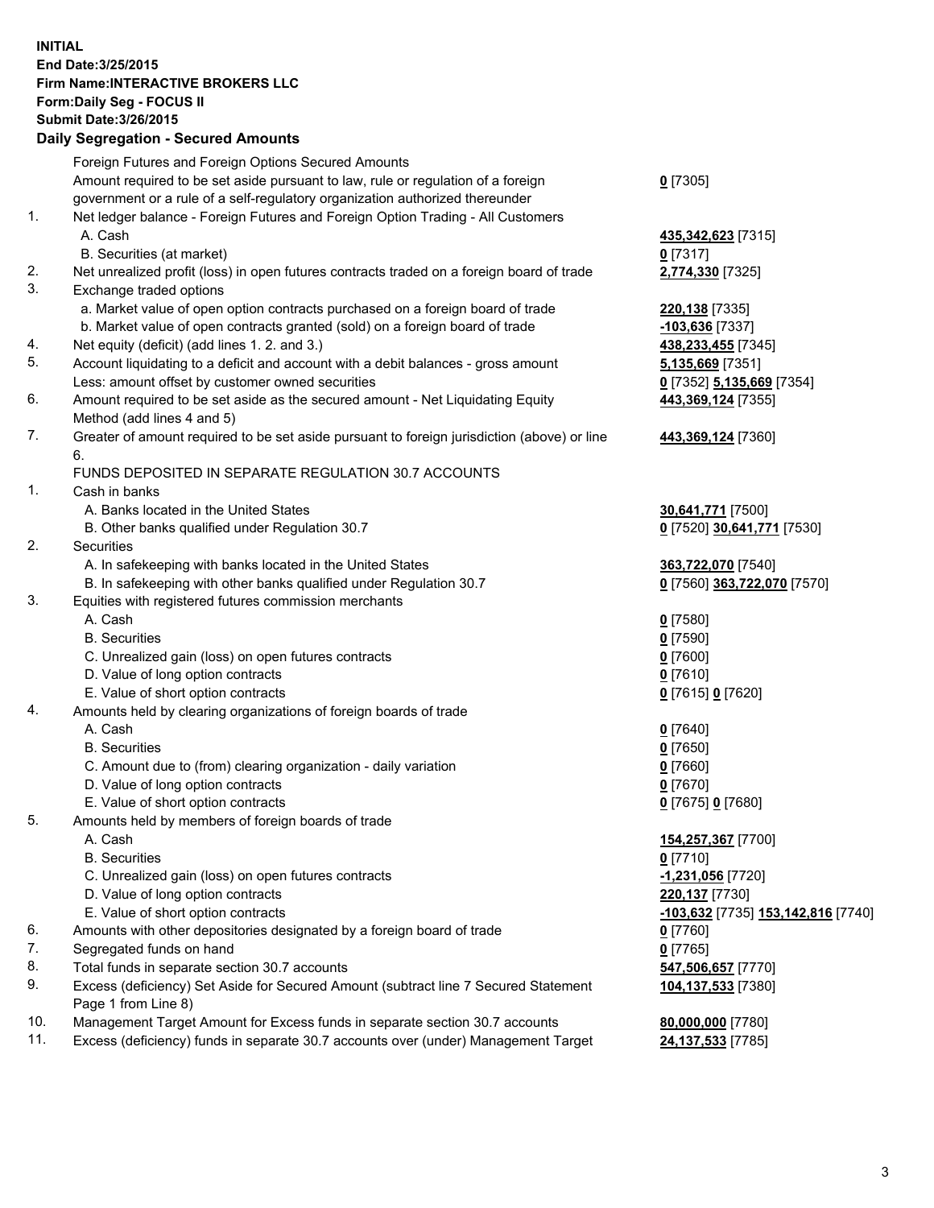**INITIAL**
**End Date:3/25/2015**
**Firm Name:INTERACTIVE BROKERS LLC**
**Form:Daily Seg - FOCUS II**
**Submit Date:3/26/2015**

### Daily Segregation - Secured Amounts

| | | |
|---|---|---|
| | Foreign Futures and Foreign Options Secured Amounts | |
| | Amount required to be set aside pursuant to law, rule or regulation of a foreign government or a rule of a self-regulatory organization authorized thereunder | **0** [7305] |
| 1. | Net ledger balance - Foreign Futures and Foreign Option Trading - All Customers | |
| | A. Cash | **435,342,623** [7315] |
| | B. Securities (at market) | **0** [7317] |
| 2. | Net unrealized profit (loss) in open futures contracts traded on a foreign board of trade | **2,774,330** [7325] |
| 3. | Exchange traded options | |
| | a. Market value of open option contracts purchased on a foreign board of trade | **220,138** [7335] |
| | b. Market value of open contracts granted (sold) on a foreign board of trade | **-103,636** [7337] |
| 4. | Net equity (deficit) (add lines 1. 2. and 3.) | **438,233,455** [7345] |
| 5. | Account liquidating to a deficit and account with a debit balances - gross amount | **5,135,669** [7351] |
| | Less: amount offset by customer owned securities | **0** [7352] **5,135,669** [7354] |
| 6. | Amount required to be set aside as the secured amount - Net Liquidating Equity Method (add lines 4 and 5) | **443,369,124** [7355] |
| 7. | Greater of amount required to be set aside pursuant to foreign jurisdiction (above) or line 6. | **443,369,124** [7360] |
| | FUNDS DEPOSITED IN SEPARATE REGULATION 30.7 ACCOUNTS | |
| 1. | Cash in banks | |
| | A. Banks located in the United States | **30,641,771** [7500] |
| | B. Other banks qualified under Regulation 30.7 | **0** [7520] **30,641,771** [7530] |
| 2. | Securities | |
| | A. In safekeeping with banks located in the United States | **363,722,070** [7540] |
| | B. In safekeeping with other banks qualified under Regulation 30.7 | **0** [7560] **363,722,070** [7570] |
| 3. | Equities with registered futures commission merchants | |
| | A. Cash | **0** [7580] |
| | B. Securities | **0** [7590] |
| | C. Unrealized gain (loss) on open futures contracts | **0** [7600] |
| | D. Value of long option contracts | **0** [7610] |
| | E. Value of short option contracts | **0** [7615] **0** [7620] |
| 4. | Amounts held by clearing organizations of foreign boards of trade | |
| | A. Cash | **0** [7640] |
| | B. Securities | **0** [7650] |
| | C. Amount due to (from) clearing organization - daily variation | **0** [7660] |
| | D. Value of long option contracts | **0** [7670] |
| | E. Value of short option contracts | **0** [7675] **0** [7680] |
| 5. | Amounts held by members of foreign boards of trade | |
| | A. Cash | **154,257,367** [7700] |
| | B. Securities | **0** [7710] |
| | C. Unrealized gain (loss) on open futures contracts | **-1,231,056** [7720] |
| | D. Value of long option contracts | **220,137** [7730] |
| | E. Value of short option contracts | **-103,632** [7735] **153,142,816** [7740] |
| 6. | Amounts with other depositories designated by a foreign board of trade | **0** [7760] |
| 7. | Segregated funds on hand | **0** [7765] |
| 8. | Total funds in separate section 30.7 accounts | **547,506,657** [7770] |
| 9. | Excess (deficiency) Set Aside for Secured Amount (subtract line 7 Secured Statement Page 1 from Line 8) | **104,137,533** [7380] |
| 10. | Management Target Amount for Excess funds in separate section 30.7 accounts | **80,000,000** [7780] |
| 11. | Excess (deficiency) funds in separate 30.7 accounts over (under) Management Target | **24,137,533** [7785] |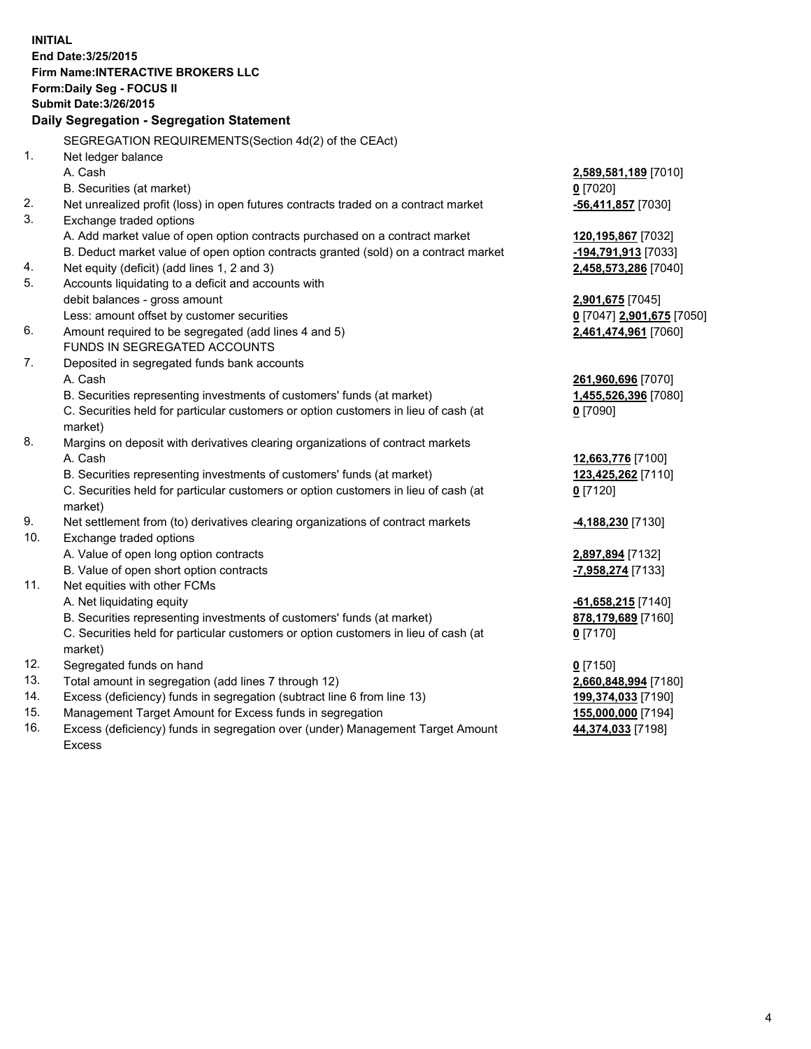**INITIAL**
**End Date:3/25/2015**
**Firm Name:INTERACTIVE BROKERS LLC**
**Form:Daily Seg - FOCUS II**
**Submit Date:3/26/2015**

## Daily Segregation - Segregation Statement

SEGREGATION REQUIREMENTS(Section 4d(2) of the CEAct)

| | | |
|---|---|---|
| 1. | Net ledger balance | |
| | A. Cash | **2,589,581,189** [7010] |
| | B. Securities (at market) | **0** [7020] |
| 2. | Net unrealized profit (loss) in open futures contracts traded on a contract market | **-56,411,857** [7030] |
| 3. | Exchange traded options | |
| | A. Add market value of open option contracts purchased on a contract market | **120,195,867** [7032] |
| | B. Deduct market value of open option contracts granted (sold) on a contract market | **-194,791,913** [7033] |
| 4. | Net equity (deficit) (add lines 1, 2 and 3) | **2,458,573,286** [7040] |
| 5. | Accounts liquidating to a deficit and accounts with debit balances - gross amount | **2,901,675** [7045] |
| | Less: amount offset by customer securities | **0** [7047] **2,901,675** [7050] |
| 6. | Amount required to be segregated (add lines 4 and 5) | **2,461,474,961** [7060] |
| | FUNDS IN SEGREGATED ACCOUNTS | |
| 7. | Deposited in segregated funds bank accounts | |
| | A. Cash | **261,960,696** [7070] |
| | B. Securities representing investments of customers' funds (at market) | **1,455,526,396** [7080] |
| | C. Securities held for particular customers or option customers in lieu of cash (at market) | **0** [7090] |
| 8. | Margins on deposit with derivatives clearing organizations of contract markets | |
| | A. Cash | **12,663,776** [7100] |
| | B. Securities representing investments of customers' funds (at market) | **123,425,262** [7110] |
| | C. Securities held for particular customers or option customers in lieu of cash (at market) | **0** [7120] |
| 9. | Net settlement from (to) derivatives clearing organizations of contract markets | **-4,188,230** [7130] |
| 10. | Exchange traded options | |
| | A. Value of open long option contracts | **2,897,894** [7132] |
| | B. Value of open short option contracts | **-7,958,274** [7133] |
| 11. | Net equities with other FCMs | |
| | A. Net liquidating equity | **-61,658,215** [7140] |
| | B. Securities representing investments of customers' funds (at market) | **878,179,689** [7160] |
| | C. Securities held for particular customers or option customers in lieu of cash (at market) | **0** [7170] |
| 12. | Segregated funds on hand | **0** [7150] |
| 13. | Total amount in segregation (add lines 7 through 12) | **2,660,848,994** [7180] |
| 14. | Excess (deficiency) funds in segregation (subtract line 6 from line 13) | **199,374,033** [7190] |
| 15. | Management Target Amount for Excess funds in segregation | **155,000,000** [7194] |
| 16. | Excess (deficiency) funds in segregation over (under) Management Target Amount Excess | **44,374,033** [7198] |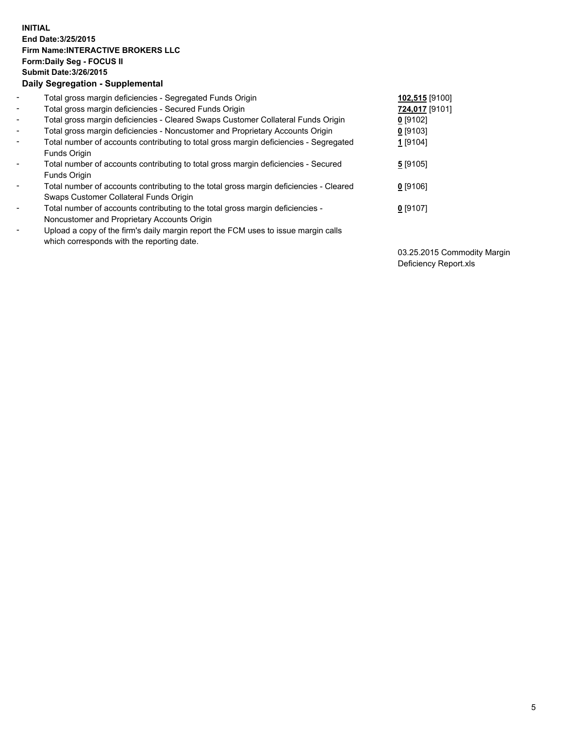**INITIAL**
**End Date:3/25/2015**
**Firm Name:INTERACTIVE BROKERS LLC**
**Form:Daily Seg - FOCUS II**
**Submit Date:3/26/2015**
**Daily Segregation - Supplemental**

| | | |
|---|---|---|
| - | Total gross margin deficiencies - Segregated Funds Origin | **102,515** [9100] |
| - | Total gross margin deficiencies - Secured Funds Origin | **724,017** [9101] |
| - | Total gross margin deficiencies - Cleared Swaps Customer Collateral Funds Origin | **0** [9102] |
| - | Total gross margin deficiencies - Noncustomer and Proprietary Accounts Origin | **0** [9103] |
| - | Total number of accounts contributing to total gross margin deficiencies - Segregated Funds Origin | **1** [9104] |
| - | Total number of accounts contributing to total gross margin deficiencies - Secured Funds Origin | **5** [9105] |
| - | Total number of accounts contributing to the total gross margin deficiencies - Cleared Swaps Customer Collateral Funds Origin | **0** [9106] |
| - | Total number of accounts contributing to the total gross margin deficiencies - Noncustomer and Proprietary Accounts Origin | **0** [9107] |
| - | Upload a copy of the firm's daily margin report the FCM uses to issue margin calls which corresponds with the reporting date. | 03.25.2015 Commodity Margin Deficiency Report.xls |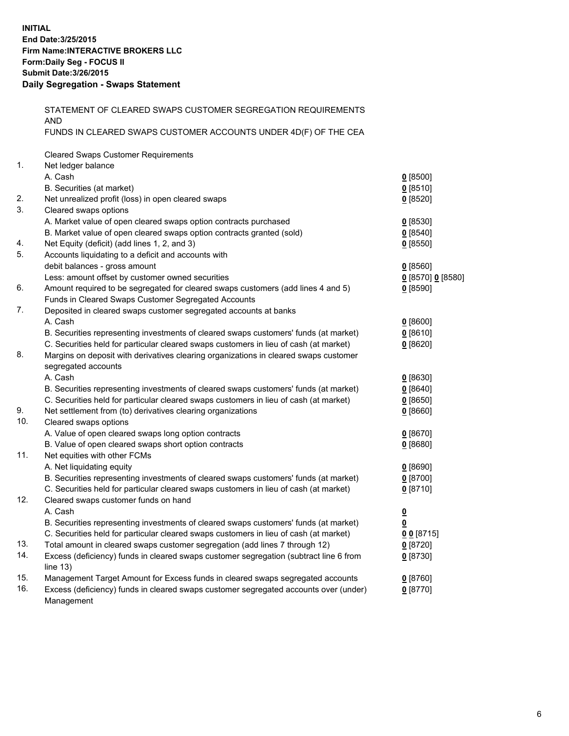**INITIAL**
**End Date:3/25/2015**
**Firm Name:INTERACTIVE BROKERS LLC**
**Form:Daily Seg - FOCUS II**
**Submit Date:3/26/2015**
**Daily Segregation - Swaps Statement**

STATEMENT OF CLEARED SWAPS CUSTOMER SEGREGATION REQUIREMENTS AND FUNDS IN CLEARED SWAPS CUSTOMER ACCOUNTS UNDER 4D(F) OF THE CEA

| | | |
|---|---|---|
| | Cleared Swaps Customer Requirements | |
| 1. | Net ledger balance | |
| | A. Cash | 0 [8500] |
| | B. Securities (at market) | 0 [8510] |
| 2. | Net unrealized profit (loss) in open cleared swaps | 0 [8520] |
| 3. | Cleared swaps options | |
| | A. Market value of open cleared swaps option contracts purchased | 0 [8530] |
| | B. Market value of open cleared swaps option contracts granted (sold) | 0 [8540] |
| 4. | Net Equity (deficit) (add lines 1, 2, and 3) | 0 [8550] |
| 5. | Accounts liquidating to a deficit and accounts with debit balances - gross amount | 0 [8560] |
| | Less: amount offset by customer owned securities | 0 [8570] 0 [8580] |
| 6. | Amount required to be segregated for cleared swaps customers (add lines 4 and 5) | 0 [8590] |
| | Funds in Cleared Swaps Customer Segregated Accounts | |
| 7. | Deposited in cleared swaps customer segregated accounts at banks | |
| | A. Cash | 0 [8600] |
| | B. Securities representing investments of cleared swaps customers' funds (at market) | 0 [8610] |
| | C. Securities held for particular cleared swaps customers in lieu of cash (at market) | 0 [8620] |
| 8. | Margins on deposit with derivatives clearing organizations in cleared swaps customer segregated accounts | |
| | A. Cash | 0 [8630] |
| | B. Securities representing investments of cleared swaps customers' funds (at market) | 0 [8640] |
| | C. Securities held for particular cleared swaps customers in lieu of cash (at market) | 0 [8650] |
| 9. | Net settlement from (to) derivatives clearing organizations | 0 [8660] |
| 10. | Cleared swaps options | |
| | A. Value of open cleared swaps long option contracts | 0 [8670] |
| | B. Value of open cleared swaps short option contracts | 0 [8680] |
| 11. | Net equities with other FCMs | |
| | A. Net liquidating equity | 0 [8690] |
| | B. Securities representing investments of cleared swaps customers' funds (at market) | 0 [8700] |
| | C. Securities held for particular cleared swaps customers in lieu of cash (at market) | 0 [8710] |
| 12. | Cleared swaps customer funds on hand | |
| | A. Cash | 0 |
| | B. Securities representing investments of cleared swaps customers' funds (at market) | 0 |
| | C. Securities held for particular cleared swaps customers in lieu of cash (at market) | 0 0 [8715] |
| 13. | Total amount in cleared swaps customer segregation (add lines 7 through 12) | 0 [8720] |
| 14. | Excess (deficiency) funds in cleared swaps customer segregation (subtract line 6 from line 13) | 0 [8730] |
| 15. | Management Target Amount for Excess funds in cleared swaps segregated accounts | 0 [8760] |
| 16. | Excess (deficiency) funds in cleared swaps customer segregated accounts over (under) Management | 0 [8770] |